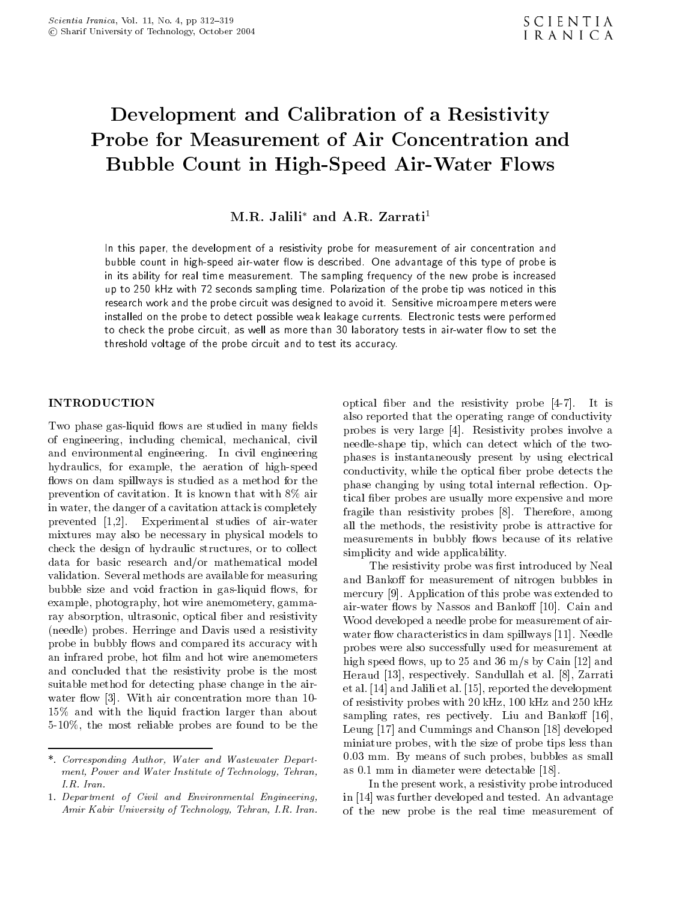# Development and Calibration of a Resistivity Probe for Measurement of Air Concentration and Bubble Count in High-Speed Air-Water Flows

**M.R. Jalili*** **and A.R. Zarrati**[1]

In this paper, the development of a resistivity probe for measurement of air concentration and bubble count in high-speed air-water flow is described. One advantage of this type of probe is in its ability for real time measurement. The sampling frequency of the new probe is increased up to 250 kHz with 72 seconds sampling time. Polarization of the probe tip was noticed in this research work and the probe circuit was designed to avoid it. Sensitive microampere meters were installed on the probe to detect possible weak leakage currents. Electronic tests were performed to check the probe circuit, as well as more than 30 laboratory tests in air-water flow to set the threshold voltage of the probe circuit and to test its accuracy.

## INTRODUCTION

Two phase gas-liquid flows are studied in many fields of engineering, including chemical, mechanical, civil and environmental engineering. In civil engineering hydraulics, for example, the aeration of high-speed flows on dam spillways is studied as a method for the prevention of cavitation. It is known that with 8% air in water, the danger of a cavitation attack is completely prevented [1,2]. Experimental studies of air-water mixtures may also be necessary in physical models to check the design of hydraulic structures, or to collect data for basic research and/or mathematical model validation. Several methods are available for measuring bubble size and void fraction in gas-liquid flows, for example, photography, hot wire anemometery, gamma-ray absorption, ultrasonic, optical fiber and resistivity (needle) probes. Herringe and Davis used a resistivity probe in bubbly flows and compared its accuracy with an infrared probe, hot film and hot wire anemometers and concluded that the resistivity probe is the most suitable method for detecting phase change in the air-water flow [3]. With air concentration more than 10-15% and with the liquid fraction larger than about 5-10%, the most reliable probes are found to be the optical fiber and the resistivity probe [4-7]. It is also reported that the operating range of conductivity probes is very large [4]. Resistivity probes involve a needle-shape tip, which can detect which of the two-phases is instantaneously present by using electrical conductivity, while the optical fiber probe detects the phase changing by using total internal reflection. Optical fiber probes are usually more expensive and more fragile than resistivity probes [8]. Therefore, among all the methods, the resistivity probe is attractive for measurements in bubbly flows because of its relative simplicity and wide applicability.

The resistivity probe was first introduced by Neal and Bankoff for measurement of nitrogen bubbles in mercury [9]. Application of this probe was extended to air-water flows by Nassos and Bankoff [10]. Cain and Wood developed a needle probe for measurement of air-water flow characteristics in dam spillways [11]. Needle probes were also successfully used for measurement at high speed flows, up to 25 and 36 m/s by Cain [12] and Heraud [13], respectively. Sandullah et al. [8], Zarrati et al. [14] and Jalili et al. [15], reported the development of resistivity probes with 20 kHz, 100 kHz and 250 kHz sampling rates, res pectively. Liu and Bankoff [16], Leung [17] and Cummings and Chanson [18] developed miniature probes, with the size of probe tips less than 0.03 mm. By means of such probes, bubbles as small as 0.1 mm in diameter were detectable [18].

In the present work, a resistivity probe introduced in [14] was further developed and tested. An advantage of the new probe is the real time measurement of

---

*. *Corresponding Author, Water and Wastewater Department, Power and Water Institute of Technology, Tehran, I.R. Iran.*

1. *Department of Civil and Environmental Engineering, Amir Kabir University of Technology, Tehran, I.R. Iran.*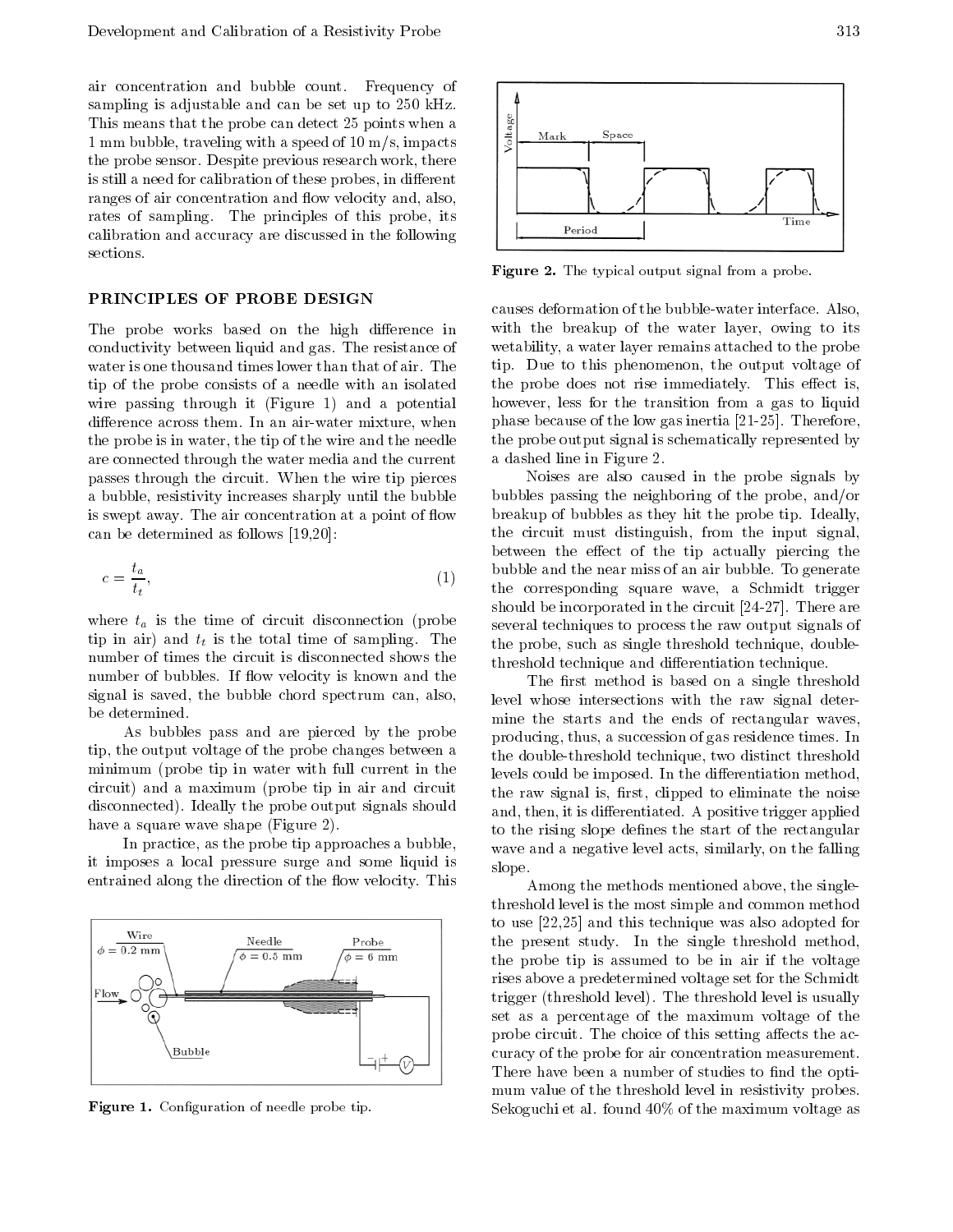air concentration and bubble count. Frequency of sampling is adjustable and can be set up to 250 kHz. This means that the probe can detect 25 points when a 1 mm bubble, traveling with a speed of 10 m/s, impacts the probe sensor. Despite previous research work, there is still a need for calibration of these probes, in different ranges of air concentration and flow velocity and, also, rates of sampling. The principles of this probe, its calibration and accuracy are discussed in the following sections.

## PRINCIPLES OF PROBE DESIGN

The probe works based on the high difference in conductivity between liquid and gas. The resistance of water is one thousand times lower than that of air. The tip of the probe consists of a needle with an isolated wire passing through it (Figure 1) and a potential difference across them. In an air-water mixture, when the probe is in water, the tip of the wire and the needle are connected through the water media and the current passes through the circuit. When the wire tip pierces a bubble, resistivity increases sharply until the bubble is swept away. The air concentration at a point of flow can be determined as follows [19,20]:

$$c = \frac{t_a}{t_t}, \tag{1}$$

where $t_a$ is the time of circuit disconnection (probe tip in air) and $t_t$ is the total time of sampling. The number of times the circuit is disconnected shows the number of bubbles. If flow velocity is known and the signal is saved, the bubble chord spectrum can, also, be determined.

As bubbles pass and are pierced by the probe tip, the output voltage of the probe changes between a minimum (probe tip in water with full current in the circuit) and a maximum (probe tip in air and circuit disconnected). Ideally the probe output signals should have a square wave shape (Figure 2).

In practice, as the probe tip approaches a bubble, it imposes a local pressure surge and some liquid is entrained along the direction of the flow velocity. This causes deformation of the bubble-water interface. Also, with the breakup of the water layer, owing to its wetability, a water layer remains attached to the probe tip. Due to this phenomenon, the output voltage of the probe does not rise immediately. This effect is, however, less for the transition from a gas to liquid phase because of the low gas inertia [21-25]. Therefore, the probe output signal is schematically represented by a dashed line in Figure 2.

Figure 1. Configuration of needle probe tip.

Figure 2. The typical output signal from a probe.

Noises are also caused in the probe signals by bubbles passing the neighboring of the probe, and/or breakup of bubbles as they hit the probe tip. Ideally, the circuit must distinguish, from the input signal, between the effect of the tip actually piercing the bubble and the near miss of an air bubble. To generate the corresponding square wave, a Schmidt trigger should be incorporated in the circuit [24-27]. There are several techniques to process the raw output signals of the probe, such as single threshold technique, double-threshold technique and differentiation technique.

The first method is based on a single threshold level whose intersections with the raw signal determine the starts and the ends of rectangular waves, producing, thus, a succession of gas residence times. In the double-threshold technique, two distinct threshold levels could be imposed. In the differentiation method, the raw signal is, first, clipped to eliminate the noise and, then, it is differentiated. A positive trigger applied to the rising slope defines the start of the rectangular wave and a negative level acts, similarly, on the falling slope.

Among the methods mentioned above, the single-threshold level is the most simple and common method to use [22,25] and this technique was also adopted for the present study. In the single threshold method, the probe tip is assumed to be in air if the voltage rises above a predetermined voltage set for the Schmidt trigger (threshold level). The threshold level is usually set as a percentage of the maximum voltage of the probe circuit. The choice of this setting affects the accuracy of the probe for air concentration measurement. There have been a number of studies to find the optimum value of the threshold level in resistivity probes. Sekoguchi et al. found 40% of the maximum voltage as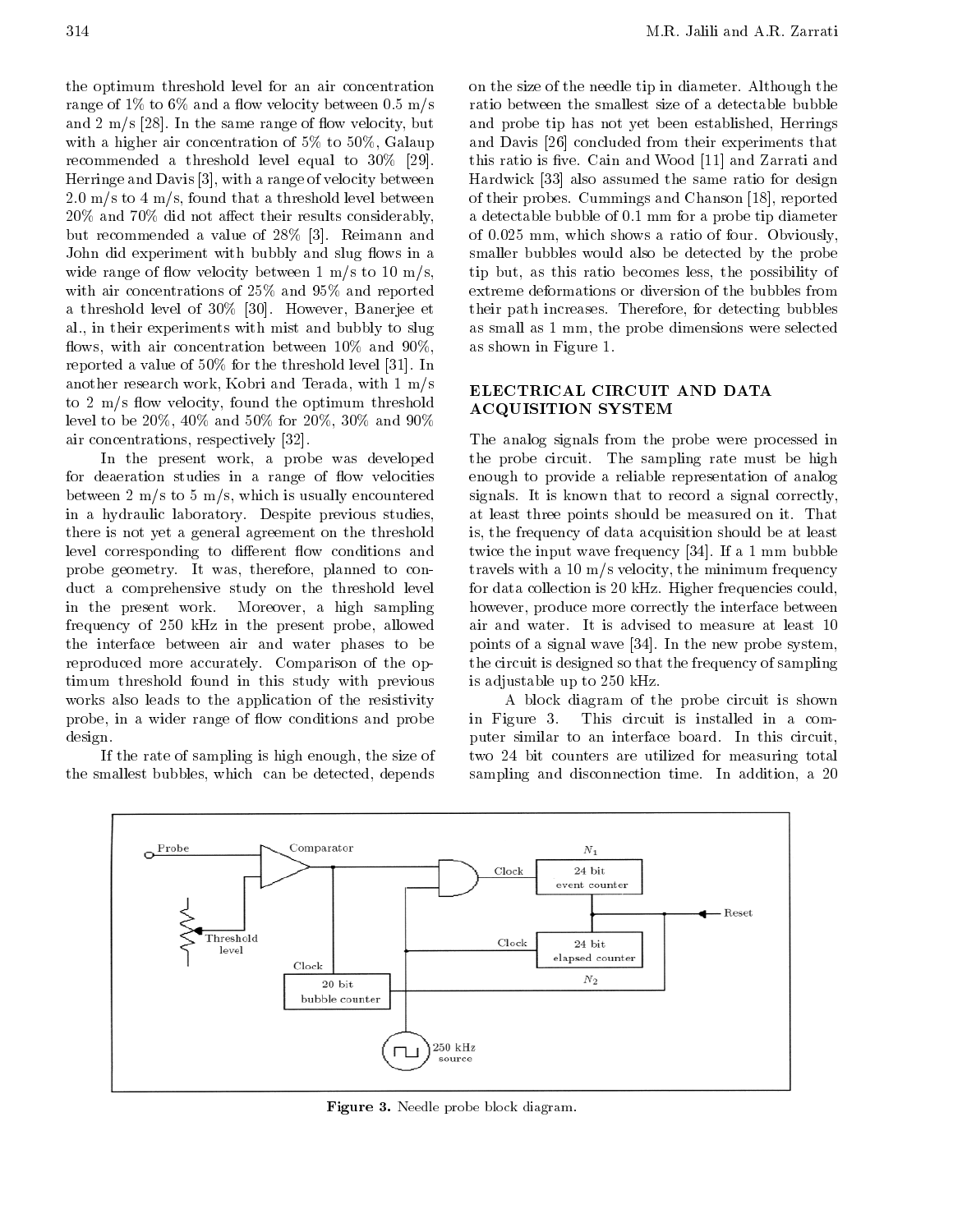the optimum threshold level for an air concentration range of 1% to 6% and a flow velocity between 0.5 m/s and 2 m/s [28]. In the same range of flow velocity, but with a higher air concentration of 5% to 50%, Galaup recommended a threshold level equal to 30% [29]. Herringe and Davis [3], with a range of velocity between 2.0 m/s to 4 m/s, found that a threshold level between 20% and 70% did not affect their results considerably, but recommended a value of 28% [3]. Reimann and John did experiment with bubbly and slug flows in a wide range of flow velocity between 1 m/s to 10 m/s, with air concentrations of 25% and 95% and reported a threshold level of 30% [30]. However, Banerjee et al., in their experiments with mist and bubbly to slug flows, with air concentration between 10% and 90%, reported a value of 50% for the threshold level [31]. In another research work, Kobri and Terada, with 1 m/s to 2 m/s flow velocity, found the optimum threshold level to be 20%, 40% and 50% for 20%, 30% and 90% air concentrations, respectively [32].

In the present work, a probe was developed for deaeration studies in a range of flow velocities between 2 m/s to 5 m/s, which is usually encountered in a hydraulic laboratory. Despite previous studies, there is not yet a general agreement on the threshold level corresponding to different flow conditions and probe geometry. It was, therefore, planned to conduct a comprehensive study on the threshold level in the present work. Moreover, a high sampling frequency of 250 kHz in the present probe, allowed the interface between air and water phases to be reproduced more accurately. Comparison of the optimum threshold found in this study with previous works also leads to the application of the resistivity probe, in a wider range of flow conditions and probe design.

If the rate of sampling is high enough, the size of the smallest bubbles, which can be detected, depends on the size of the needle tip in diameter. Although the ratio between the smallest size of a detectable bubble and probe tip has not yet been established, Herrings and Davis [26] concluded from their experiments that this ratio is five. Cain and Wood [11] and Zarrati and Hardwick [33] also assumed the same ratio for design of their probes. Cummings and Chanson [18], reported a detectable bubble of 0.1 mm for a probe tip diameter of 0.025 mm, which shows a ratio of four. Obviously, smaller bubbles would also be detected by the probe tip but, as this ratio becomes less, the possibility of extreme deformations or diversion of the bubbles from their path increases. Therefore, for detecting bubbles as small as 1 mm, the probe dimensions were selected as shown in Figure 1.

## ELECTRICAL CIRCUIT AND DATA ACQUISITION SYSTEM

The analog signals from the probe were processed in the probe circuit. The sampling rate must be high enough to provide a reliable representation of analog signals. It is known that to record a signal correctly, at least three points should be measured on it. That is, the frequency of data acquisition should be at least twice the input wave frequency [34]. If a 1 mm bubble travels with a 10 m/s velocity, the minimum frequency for data collection is 20 kHz. Higher frequencies could, however, produce more correctly the interface between air and water. It is advised to measure at least 10 points of a signal wave [34]. In the new probe system, the circuit is designed so that the frequency of sampling is adjustable up to 250 kHz.

A block diagram of the probe circuit is shown in Figure 3. This circuit is installed in a computer similar to an interface board. In this circuit, two 24 bit counters are utilized for measuring total sampling and disconnection time. In addition, a 20

Figure 3. Needle probe block diagram.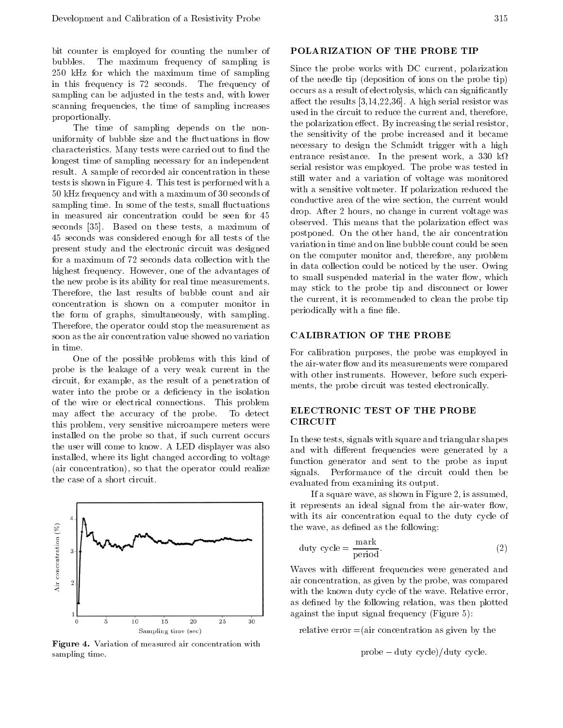bit counter is employed for counting the number of bubbles. The maximum frequency of sampling is 250 kHz for which the maximum time of sampling in this frequency is 72 seconds. The frequency of sampling can be adjusted in the tests and, with lower scanning frequencies, the time of sampling increases proportionally.

The time of sampling depends on the non-uniformity of bubble size and the fluctuations in flow characteristics. Many tests were carried out to find the longest time of sampling necessary for an independent result. A sample of recorded air concentration in these tests is shown in Figure 4. This test is performed with a 50 kHz frequency and with a maximum of 30 seconds of sampling time. In some of the tests, small fluctuations in measured air concentration could be seen for 45 seconds [35]. Based on these tests, a maximum of 45 seconds was considered enough for all tests of the present study and the electronic circuit was designed for a maximum of 72 seconds data collection with the highest frequency. However, one of the advantages of the new probe is its ability for real time measurements. Therefore, the last results of bubble count and air concentration is shown on a computer monitor in the form of graphs, simultaneously, with sampling. Therefore, the operator could stop the measurement as soon as the air concentration value showed no variation in time.

One of the possible problems with this kind of probe is the leakage of a very weak current in the circuit, for example, as the result of a penetration of water into the probe or a deficiency in the isolation of the wire or electrical connections. This problem may affect the accuracy of the probe. To detect this problem, very sensitive microampere meters were installed on the probe so that, if such current occurs the user will come to know. A LED displayer was also installed, where its light changed according to voltage (air concentration), so that the operator could realize the case of a short circuit.

**Figure 4.** Variation of measured air concentration with sampling time.

## POLARIZATION OF THE PROBE TIP

Since the probe works with DC current, polarization of the needle tip (deposition of ions on the probe tip) occurs as a result of electrolysis, which can significantly affect the results [3,14,22,36]. A high serial resistor was used in the circuit to reduce the current and, therefore, the polarization effect. By increasing the serial resistor, the sensitivity of the probe increased and it became necessary to design the Schmidt trigger with a high entrance resistance. In the present work, a 330 kΩ serial resistor was employed. The probe was tested in still water and a variation of voltage was monitored with a sensitive voltmeter. If polarization reduced the conductive area of the wire section, the current would drop. After 2 hours, no change in current voltage was observed. This means that the polarization effect was postponed. On the other hand, the air concentration variation in time and on line bubble count could be seen on the computer monitor and, therefore, any problem in data collection could be noticed by the user. Owing to small suspended material in the water flow, which may stick to the probe tip and disconnect or lower the current, it is recommended to clean the probe tip periodically with a fine file.

## CALIBRATION OF THE PROBE

For calibration purposes, the probe was employed in the air-water flow and its measurements were compared with other instruments. However, before such experiments, the probe circuit was tested electronically.

## ELECTRONIC TEST OF THE PROBE CIRCUIT

In these tests, signals with square and triangular shapes and with different frequencies were generated by a function generator and sent to the probe as input signals. Performance of the circuit could then be evaluated from examining its output.

If a square wave, as shown in Figure 2, is assumed, it represents an ideal signal from the air-water flow, with its air concentration equal to the duty cycle of the wave, as defined as the following:

$$\text{duty cycle} = \frac{\text{mark}}{\text{period}}. \tag{2}$$

Waves with different frequencies were generated and air concentration, as given by the probe, was compared with the known duty cycle of the wave. Relative error, as defined by the following relation, was then plotted against the input signal frequency (Figure 5):

$$\text{relative error} = (\text{air concentration as given by the probe} - \text{duty cycle})/\text{duty cycle}.$$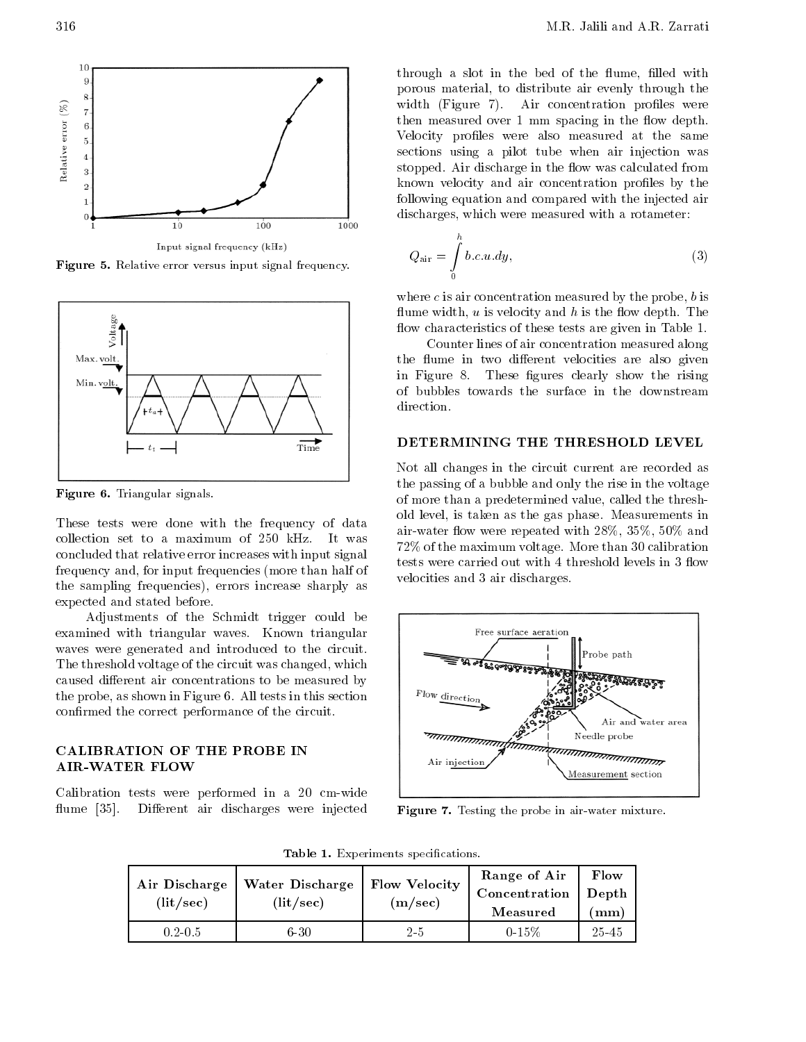Figure 5. Relative error versus input signal frequency.

Figure 6. Triangular signals.

These tests were done with the frequency of data collection set to a maximum of 250 kHz. It was concluded that relative error increases with input signal frequency and, for input frequencies (more than half of the sampling frequencies), errors increase sharply as expected and stated before.

Adjustments of the Schmidt trigger could be examined with triangular waves. Known triangular waves were generated and introduced to the circuit. The threshold voltage of the circuit was changed, which caused different air concentrations to be measured by the probe, as shown in Figure 6. All tests in this section confirmed the correct performance of the circuit.

## CALIBRATION OF THE PROBE IN AIR-WATER FLOW

Calibration tests were performed in a 20 cm-wide flume [35]. Different air discharges were injected through a slot in the bed of the flume, filled with porous material, to distribute air evenly through the width (Figure 7). Air concentration profiles were then measured over 1 mm spacing in the flow depth. Velocity profiles were also measured at the same sections using a pilot tube when air injection was stopped. Air discharge in the flow was calculated from known velocity and air concentration profiles by the following equation and compared with the injected air discharges, which were measured with a rotameter:

$$Q_{\text{air}} = \int_0^h b.c.u.dy, \tag{3}$$

where $c$ is air concentration measured by the probe, $b$ is flume width, $u$ is velocity and $h$ is the flow depth. The flow characteristics of these tests are given in Table 1.

Counter lines of air concentration measured along the flume in two different velocities are also given in Figure 8. These figures clearly show the rising of bubbles towards the surface in the downstream direction.

## DETERMINING THE THRESHOLD LEVEL

Not all changes in the circuit current are recorded as the passing of a bubble and only the rise in the voltage of more than a predetermined value, called the threshold level, is taken as the gas phase. Measurements in air-water flow were repeated with 28%, 35%, 50% and 72% of the maximum voltage. More than 30 calibration tests were carried out with 4 threshold levels in 3 flow velocities and 3 air discharges.

Figure 7. Testing the probe in air-water mixture.

Table 1. Experiments specifications.

| Air Discharge (lit/sec) | Water Discharge (lit/sec) | Flow Velocity (m/sec) | Range of Air Concentration Measured | Flow Depth (mm) |
|---|---|---|---|---|
| 0.2-0.5 | 6-30 | 2-5 | 0-15% | 25-45 |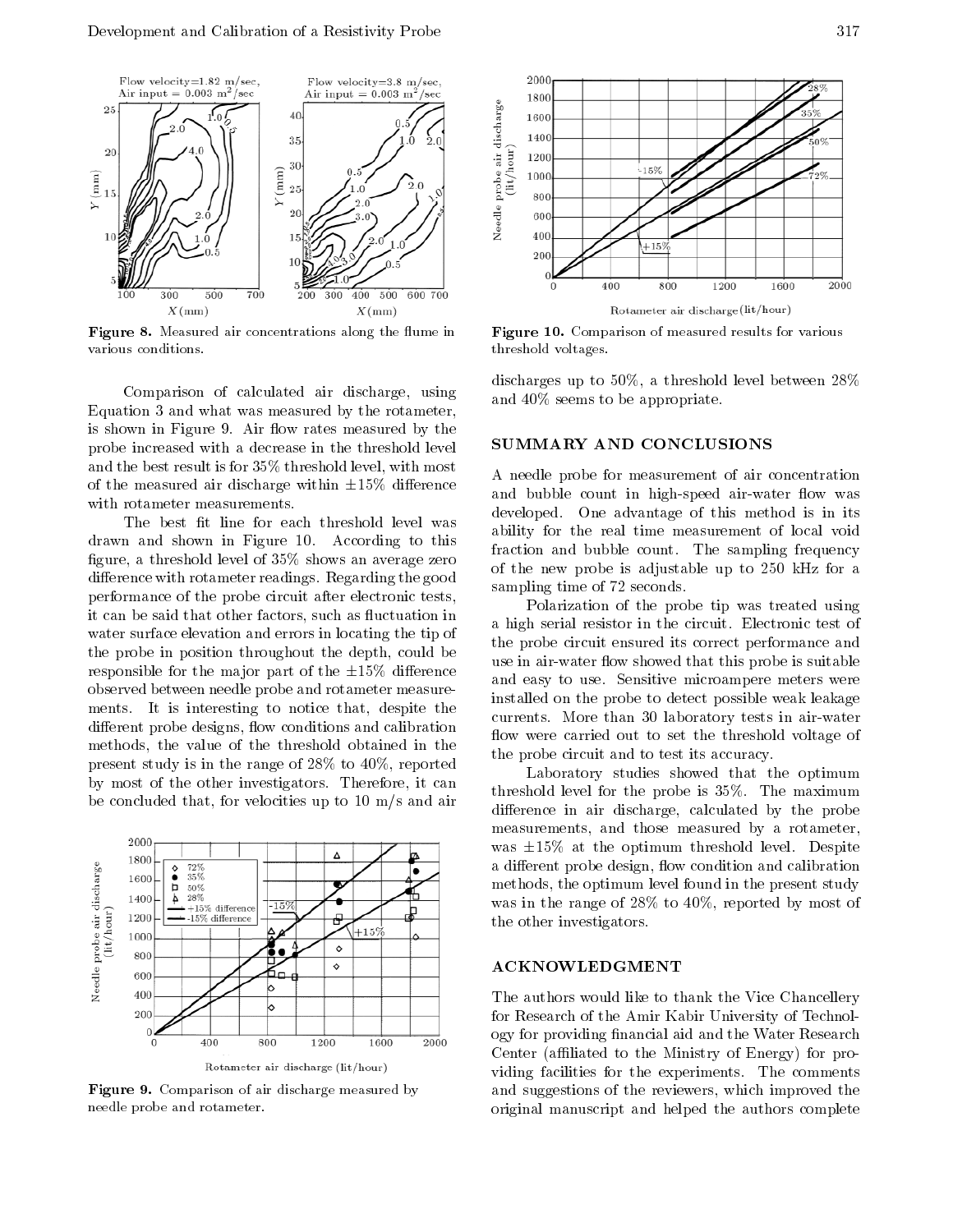Figure 8. Measured air concentrations along the flume in various conditions.

Comparison of calculated air discharge, using Equation 3 and what was measured by the rotameter, is shown in Figure 9. Air flow rates measured by the probe increased with a decrease in the threshold level and the best result is for 35% threshold level, with most of the measured air discharge within ±15% difference with rotameter measurements.

The best fit line for each threshold level was drawn and shown in Figure 10. According to this figure, a threshold level of 35% shows an average zero difference with rotameter readings. Regarding the good performance of the probe circuit after electronic tests, it can be said that other factors, such as fluctuation in water surface elevation and errors in locating the tip of the probe in position throughout the depth, could be responsible for the major part of the ±15% difference observed between needle probe and rotameter measurements. It is interesting to notice that, despite the different probe designs, flow conditions and calibration methods, the value of the threshold obtained in the present study is in the range of 28% to 40%, reported by most of the other investigators. Therefore, it can be concluded that, for velocities up to 10 m/s and air discharges up to 50%, a threshold level between 28% and 40% seems to be appropriate.

Figure 9. Comparison of air discharge measured by needle probe and rotameter.

Figure 10. Comparison of measured results for various threshold voltages.

## SUMMARY AND CONCLUSIONS

A needle probe for measurement of air concentration and bubble count in high-speed air-water flow was developed. One advantage of this method is in its ability for the real time measurement of local void fraction and bubble count. The sampling frequency of the new probe is adjustable up to 250 kHz for a sampling time of 72 seconds.

Polarization of the probe tip was treated using a high serial resistor in the circuit. Electronic test of the probe circuit ensured its correct performance and use in air-water flow showed that this probe is suitable and easy to use. Sensitive microampere meters were installed on the probe to detect possible weak leakage currents. More than 30 laboratory tests in air-water flow were carried out to set the threshold voltage of the probe circuit and to test its accuracy.

Laboratory studies showed that the optimum threshold level for the probe is 35%. The maximum difference in air discharge, calculated by the probe measurements, and those measured by a rotameter, was ±15% at the optimum threshold level. Despite a different probe design, flow condition and calibration methods, the optimum level found in the present study was in the range of 28% to 40%, reported by most of the other investigators.

## ACKNOWLEDGMENT

The authors would like to thank the Vice Chancellery for Research of the Amir Kabir University of Technology for providing financial aid and the Water Research Center (affiliated to the Ministry of Energy) for providing facilities for the experiments. The comments and suggestions of the reviewers, which improved the original manuscript and helped the authors complete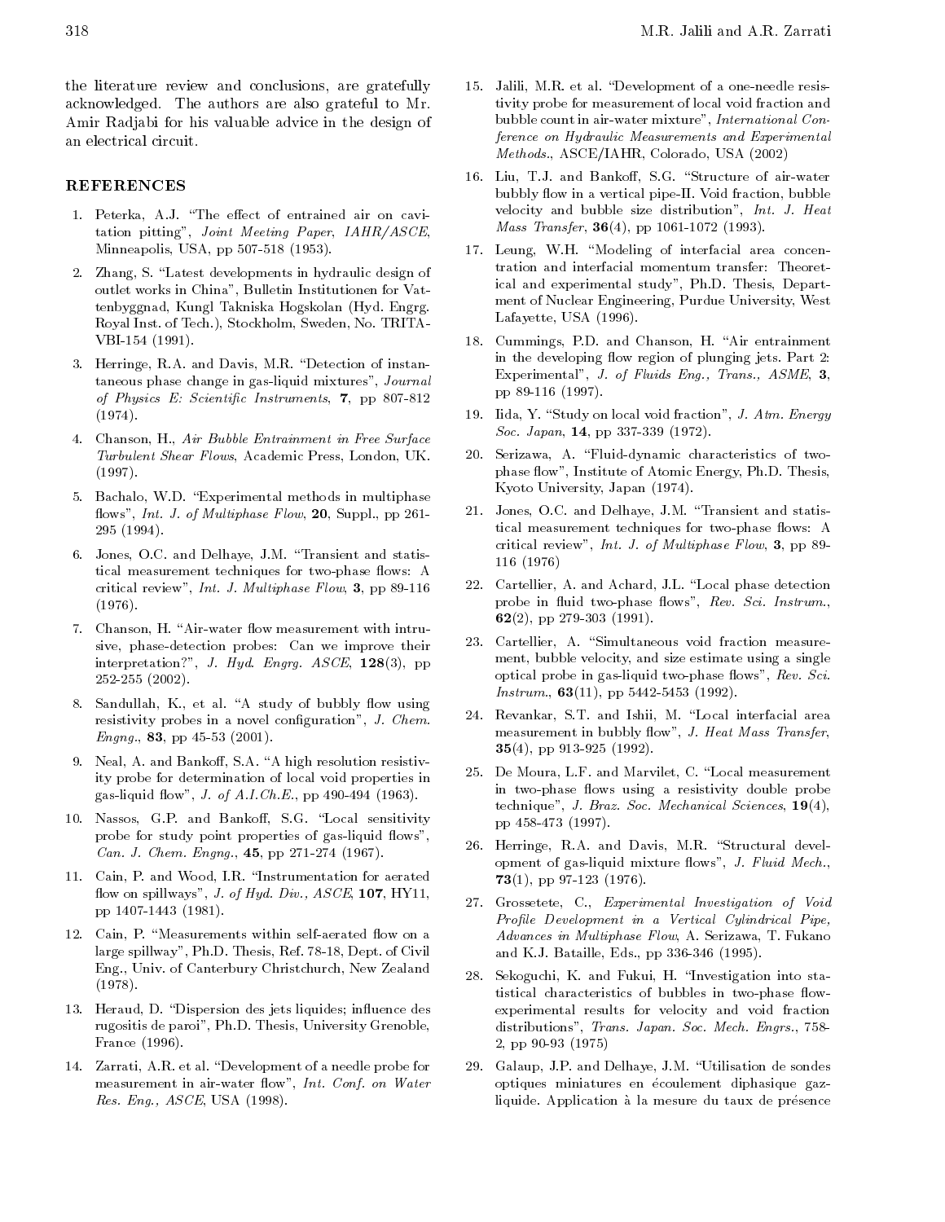the literature review and conclusions, are gratefully acknowledged. The authors are also grateful to Mr. Amir Radjabi for his valuable advice in the design of an electrical circuit.

## REFERENCES

1. Peterka, A.J. "The effect of entrained air on cavitation pitting", *Joint Meeting Paper, IAHR/ASCE*, Minneapolis, USA, pp 507-518 (1953).

2. Zhang, S. "Latest developments in hydraulic design of outlet works in China", Bulletin Institutionen for Vattenbyggnad, Kungl Takniska Hogskolan (Hyd. Engrg. Royal Inst. of Tech.), Stockholm, Sweden, No. TRITA-VBI-154 (1991).

3. Herringe, R.A. and Davis, M.R. "Detection of instantaneous phase change in gas-liquid mixtures", *Journal of Physics E: Scientific Instruments*, **7**, pp 807-812 (1974).

4. Chanson, H., *Air Bubble Entrainment in Free Surface Turbulent Shear Flows*, Academic Press, London, UK. (1997).

5. Bachalo, W.D. "Experimental methods in multiphase flows", *Int. J. of Multiphase Flow*, **20**, Suppl., pp 261-295 (1994).

6. Jones, O.C. and Delhaye, J.M. "Transient and statistical measurement techniques for two-phase flows: A critical review", *Int. J. Multiphase Flow*, **3**, pp 89-116 (1976).

7. Chanson, H. "Air-water flow measurement with intrusive, phase-detection probes: Can we improve their interpretation?", *J. Hyd. Engrg. ASCE*, **128**(3), pp 252-255 (2002).

8. Sandullah, K., et al. "A study of bubbly flow using resistivity probes in a novel configuration", *J. Chem. Engng.*, **83**, pp 45-53 (2001).

9. Neal, A. and Bankoff, S.A. "A high resolution resistivity probe for determination of local void properties in gas-liquid flow", *J. of A.I.Ch.E.*, pp 490-494 (1963).

10. Nassos, G.P. and Bankoff, S.G. "Local sensitivity probe for study point properties of gas-liquid flows", *Can. J. Chem. Engng.*, **45**, pp 271-274 (1967).

11. Cain, P. and Wood, I.R. "Instrumentation for aerated flow on spillways", *J. of Hyd. Div., ASCE*, **107**, HY11, pp 1407-1443 (1981).

12. Cain, P. "Measurements within self-aerated flow on a large spillway", Ph.D. Thesis, Ref. 78-18, Dept. of Civil Eng., Univ. of Canterbury Christchurch, New Zealand (1978).

13. Heraud, D. "Dispersion des jets liquides; influence des rugositis de paroi", Ph.D. Thesis, University Grenoble, France (1996).

14. Zarrati, A.R. et al. "Development of a needle probe for measurement in air-water flow", *Int. Conf. on Water Res. Eng., ASCE*, USA (1998).

15. Jalili, M.R. et al. "Development of a one-needle resistivity probe for measurement of local void fraction and bubble count in air-water mixture", *International Conference on Hydraulic Measurements and Experimental Methods.*, ASCE/IAHR, Colorado, USA (2002)

16. Liu, T.J. and Bankoff, S.G. "Structure of air-water bubbly flow in a vertical pipe-II. Void fraction, bubble velocity and bubble size distribution", *Int. J. Heat Mass Transfer*, **36**(4), pp 1061-1072 (1993).

17. Leung, W.H. "Modeling of interfacial area concentration and interfacial momentum transfer: Theoretical and experimental study", Ph.D. Thesis, Department of Nuclear Engineering, Purdue University, West Lafayette, USA (1996).

18. Cummings, P.D. and Chanson, H. "Air entrainment in the developing flow region of plunging jets. Part 2: Experimental", *J. of Fluids Eng., Trans., ASME*, **3**, pp 89-116 (1997).

19. Iida, Y. "Study on local void fraction", *J. Atm. Energy Soc. Japan*, **14**, pp 337-339 (1972).

20. Serizawa, A. "Fluid-dynamic characteristics of two-phase flow", Institute of Atomic Energy, Ph.D. Thesis, Kyoto University, Japan (1974).

21. Jones, O.C. and Delhaye, J.M. "Transient and statistical measurement techniques for two-phase flows: A critical review", *Int. J. of Multiphase Flow*, **3**, pp 89-116 (1976)

22. Cartellier, A. and Achard, J.L. "Local phase detection probe in fluid two-phase flows", *Rev. Sci. Instrum.*, **62**(2), pp 279-303 (1991).

23. Cartellier, A. "Simultaneous void fraction measurement, bubble velocity, and size estimate using a single optical probe in gas-liquid two-phase flows", *Rev. Sci. Instrum.*, **63**(11), pp 5442-5453 (1992).

24. Revankar, S.T. and Ishii, M. "Local interfacial area measurement in bubbly flow", *J. Heat Mass Transfer*, **35**(4), pp 913-925 (1992).

25. De Moura, L.F. and Marvilet, C. "Local measurement in two-phase flows using a resistivity double probe technique", *J. Braz. Soc. Mechanical Sciences*, **19**(4), pp 458-473 (1997).

26. Herringe, R.A. and Davis, M.R. "Structural development of gas-liquid mixture flows", *J. Fluid Mech.*, **73**(1), pp 97-123 (1976).

27. Grossetete, C., *Experimental Investigation of Void Profile Development in a Vertical Cylindrical Pipe, Advances in Multiphase Flow*, A. Serizawa, T. Fukano and K.J. Bataille, Eds., pp 336-346 (1995).

28. Sekoguchi, K. and Fukui, H. "Investigation into statistical characteristics of bubbles in two-phase flow-experimental results for velocity and void fraction distributions", *Trans. Japan. Soc. Mech. Engrs.*, 758-2, pp 90-93 (1975)

29. Galaup, J.P. and Delhaye, J.M. "Utilisation de sondes optiques miniatures en écoulement diphasique gaz-liquide. Application à la mesure du taux de présence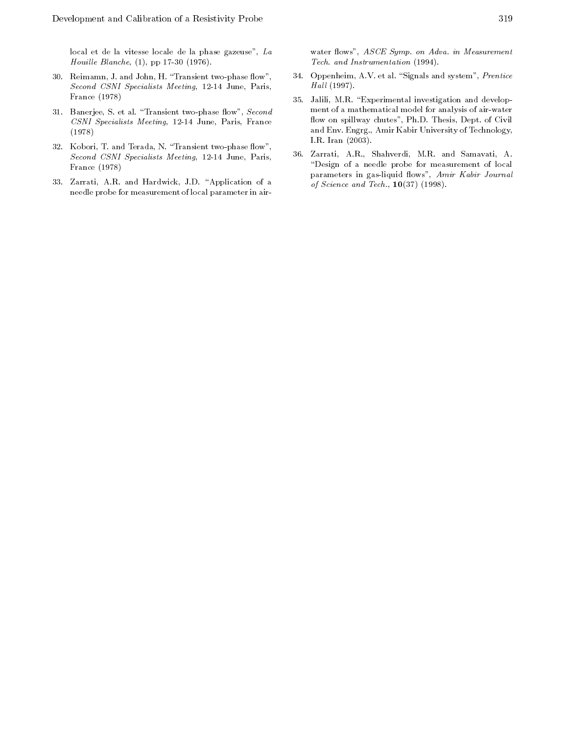local et de la vitesse locale de la phase gazeuse", *La Houille Blanche*, (1), pp 17-30 (1976).

30. Reimamn, J. and John, H. "Transient two-phase flow", *Second CSNI Specialists Meeting*, 12-14 June, Paris, France (1978)

31. Banerjee, S. et al. "Transient two-phase flow", *Second CSNI Specialists Meeting*, 12-14 June, Paris, France (1978)

32. Kobori, T. and Terada, N. "Transient two-phase flow", *Second CSNI Specialists Meeting*, 12-14 June, Paris, France (1978)

33. Zarrati, A.R. and Hardwick, J.D. "Application of a needle probe for measurement of local parameter in air-water flows", *ASCE Symp. on Adva. in Measurement Tech. and Instrumentation* (1994).

34. Oppenheim, A.V. et al. "Signals and system", *Prentice Hall* (1997).

35. Jalili, M.R. "Experimental investigation and development of a mathematical model for analysis of air-water flow on spillway chutes", Ph.D. Thesis, Dept. of Civil and Env. Engrg., Amir Kabir University of Technology, I.R. Iran (2003).

36. Zarrati, A.R., Shahverdi, M.R. and Samavati, A. "Design of a needle probe for measurement of local parameters in gas-liquid flows", *Amir Kabir Journal of Science and Tech.*, **10**(37) (1998).